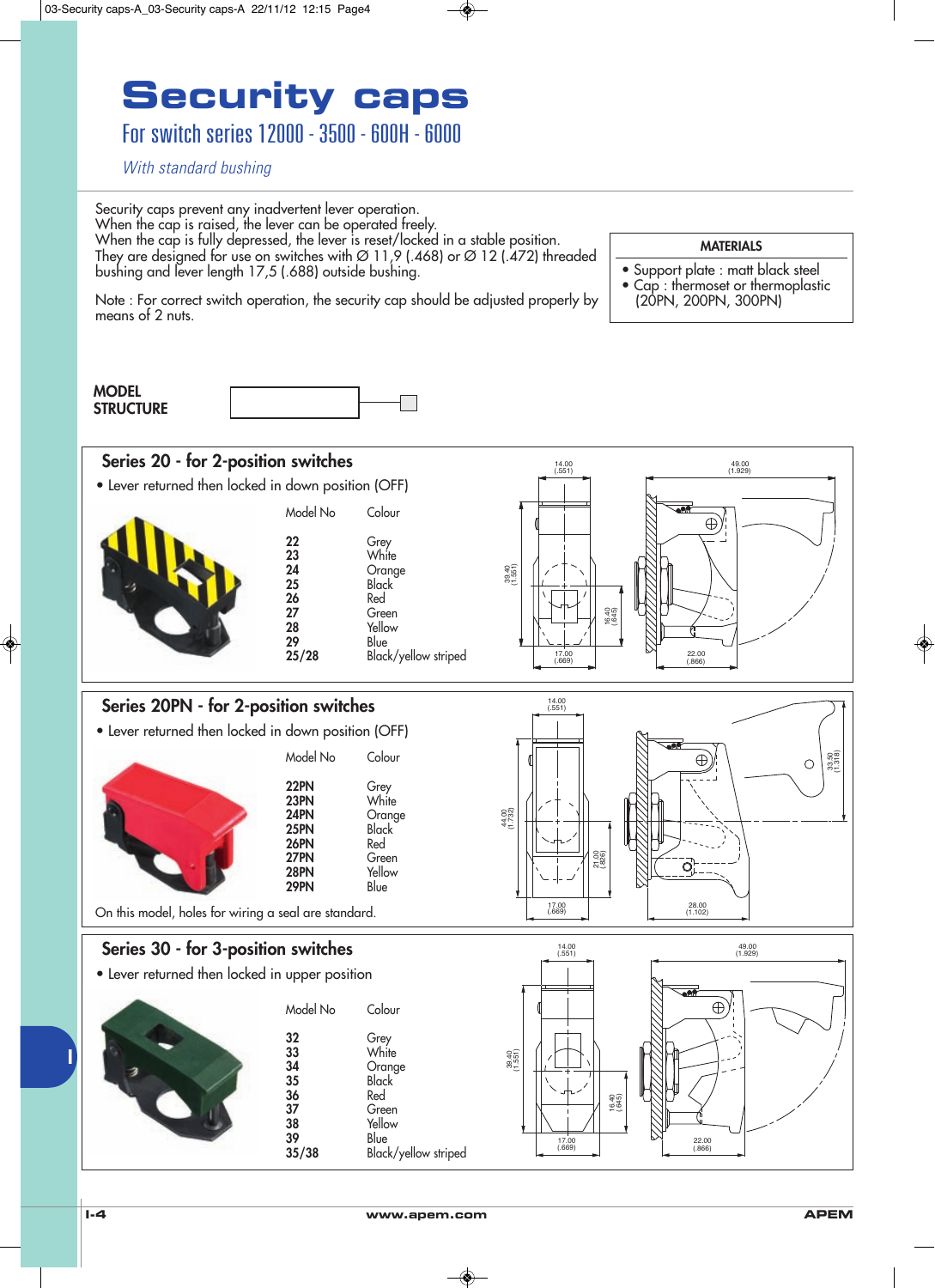# Security caps

## For switch series 12000 - 3500 - 600H - 6000

*With standard bushing*

Security caps prevent any inadvertent lever operation.
When the cap is raised, the lever can be operated freely.
When the cap is fully depressed, the lever is reset/locked in a stable position.
They are designed for use on switches with Ø 11,9 (.468) or Ø 12 (.472) threaded bushing and lever length 17,5 (.688) outside bushing.

Note : For correct switch operation, the security cap should be adjusted properly by means of 2 nuts.

**MATERIALS**

- Support plate : matt black steel
- Cap : thermoset or thermoplastic (20PN, 200PN, 300PN)

**MODEL STRUCTURE**

### Series 20 - for 2-position switches

- Lever returned then locked in down position (OFF)

| Model No | Colour |
|---|---|
| **22** | Grey |
| **23** | White |
| **24** | Orange |
| **25** | Black |
| **26** | Red |
| **27** | Green |
| **28** | Yellow |
| **29** | Blue |
| **25/28** | Black/yellow striped |

### Series 20PN - for 2-position switches

- Lever returned then locked in down position (OFF)

| Model No | Colour |
|---|---|
| **22PN** | Grey |
| **23PN** | White |
| **24PN** | Orange |
| **25PN** | Black |
| **26PN** | Red |
| **27PN** | Green |
| **28PN** | Yellow |
| **29PN** | Blue |

On this model, holes for wiring a seal are standard.

### Series 30 - for 3-position switches

- Lever returned then locked in upper position

| Model No | Colour |
|---|---|
| **32** | Grey |
| **33** | White |
| **34** | Orange |
| **35** | Black |
| **36** | Red |
| **37** | Green |
| **38** | Yellow |
| **39** | Blue |
| **35/38** | Black/yellow striped |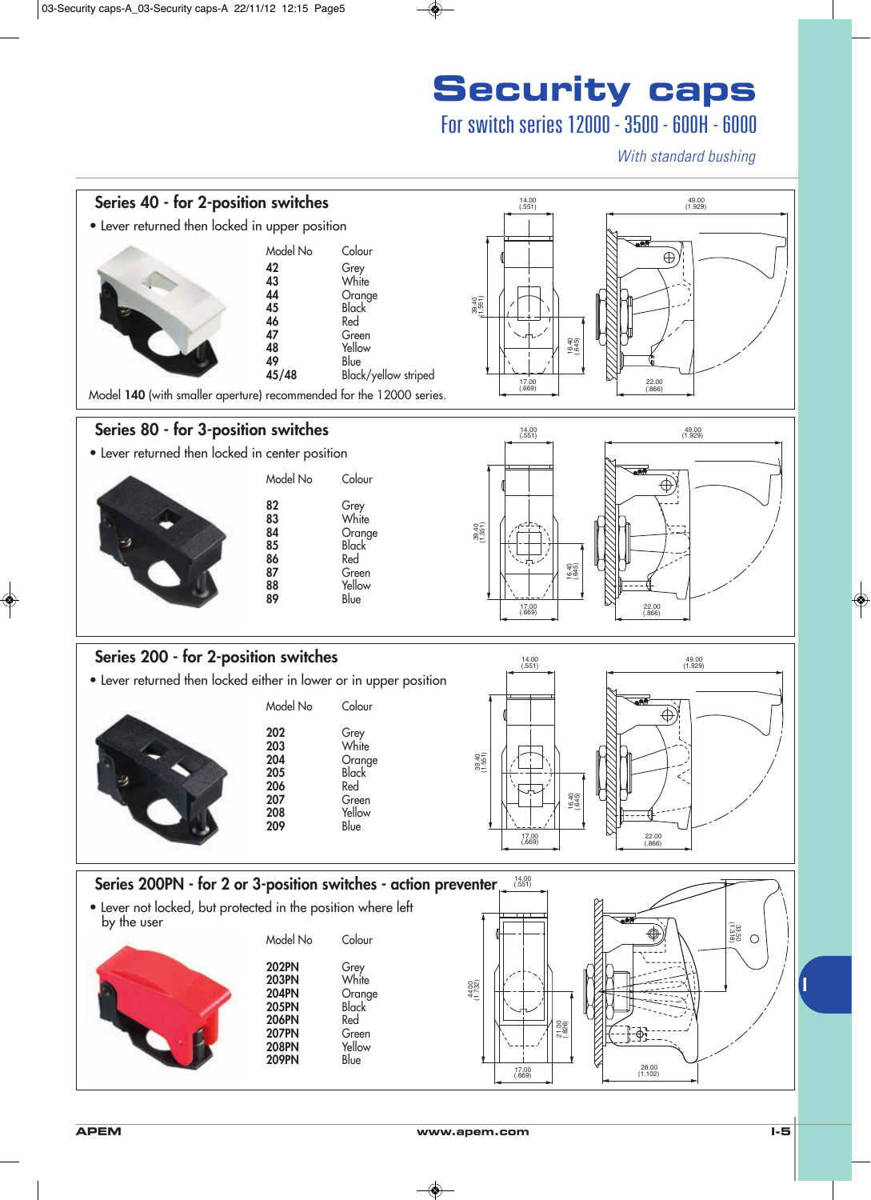# Security caps

## For switch series 12000 - 3500 - 600H - 6000

*With standard bushing*

### Series 40 - for 2-position switches

- Lever returned then locked in upper position

| Model No | Colour |
|---|---|
| **42** | Grey |
| **43** | White |
| **44** | Orange |
| **45** | Black |
| **46** | Red |
| **47** | Green |
| **48** | Yellow |
| **49** | Blue |
| **45/48** | Black/yellow striped |

Model **140** (with smaller aperture) recommended for the 12000 series.

### Series 80 - for 3-position switches

- Lever returned then locked in center position

| Model No | Colour |
|---|---|
| **82** | Grey |
| **83** | White |
| **84** | Orange |
| **85** | Black |
| **86** | Red |
| **87** | Green |
| **88** | Yellow |
| **89** | Blue |

### Series 200 - for 2-position switches

- Lever returned then locked either in lower or in upper position

| Model No | Colour |
|---|---|
| **202** | Grey |
| **203** | White |
| **204** | Orange |
| **205** | Black |
| **206** | Red |
| **207** | Green |
| **208** | Yellow |
| **209** | Blue |

### Series 200PN - for 2 or 3-position switches - action preventer

- Lever not locked, but protected in the position where left by the user

| Model No | Colour |
|---|---|
| **202PN** | Grey |
| **203PN** | White |
| **204PN** | Orange |
| **205PN** | Black |
| **206PN** | Red |
| **207PN** | Green |
| **208PN** | Yellow |
| **209PN** | Blue |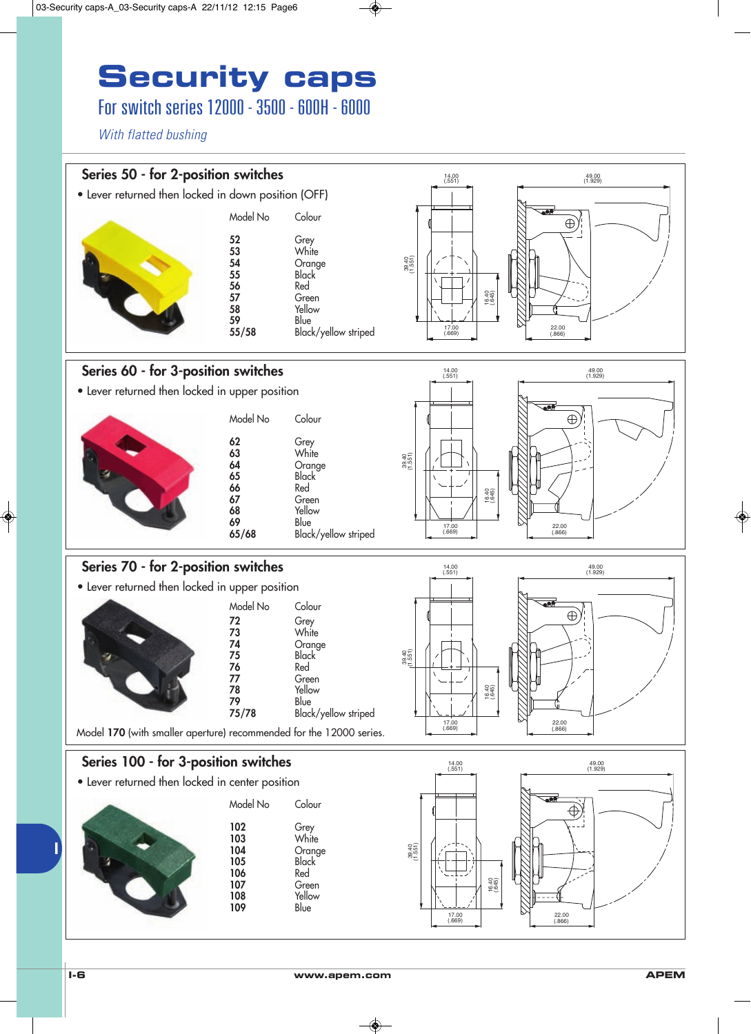# Security caps

## For switch series 12000 - 3500 - 600H - 6000

*With flatted bushing*

### Series 50 - for 2-position switches

- Lever returned then locked in down position (OFF)

| Model No | Colour |
|---|---|
| **52** | Grey |
| **53** | White |
| **54** | Orange |
| **55** | Black |
| **56** | Red |
| **57** | Green |
| **58** | Yellow |
| **59** | Blue |
| **55/58** | Black/yellow striped |

14.00 (.551) · 49.00 (1.929) · 39.40 (1.551) · 16.40 (.645) · 17.00 (.669) · 22.00 (.866)

### Series 60 - for 3-position switches

- Lever returned then locked in upper position

| Model No | Colour |
|---|---|
| **62** | Grey |
| **63** | White |
| **64** | Orange |
| **65** | Black |
| **66** | Red |
| **67** | Green |
| **68** | Yellow |
| **69** | Blue |
| **65/68** | Black/yellow striped |

14.00 (.551) · 49.00 (1.929) · 39.40 (1.551) · 16.40 (.645) · 17.00 (.669) · 22.00 (.866)

### Series 70 - for 2-position switches

- Lever returned then locked in upper position

| Model No | Colour |
|---|---|
| **72** | Grey |
| **73** | White |
| **74** | Orange |
| **75** | Black |
| **76** | Red |
| **77** | Green |
| **78** | Yellow |
| **79** | Blue |
| **75/78** | Black/yellow striped |

Model **170** (with smaller aperture) recommended for the 12000 series.

14.00 (.551) · 49.00 (1.929) · 39.40 (1.551) · 16.40 (.645) · 17.00 (.669) · 22.00 (.866)

### Series 100 - for 3-position switches

- Lever returned then locked in center position

| Model No | Colour |
|---|---|
| **102** | Grey |
| **103** | White |
| **104** | Orange |
| **105** | Black |
| **106** | Red |
| **107** | Green |
| **108** | Yellow |
| **109** | Blue |

14.00 (.551) · 49.00 (1.929) · 39.40 (1.551) · 16.40 (.645) · 17.00 (.669) · 22.00 (.866)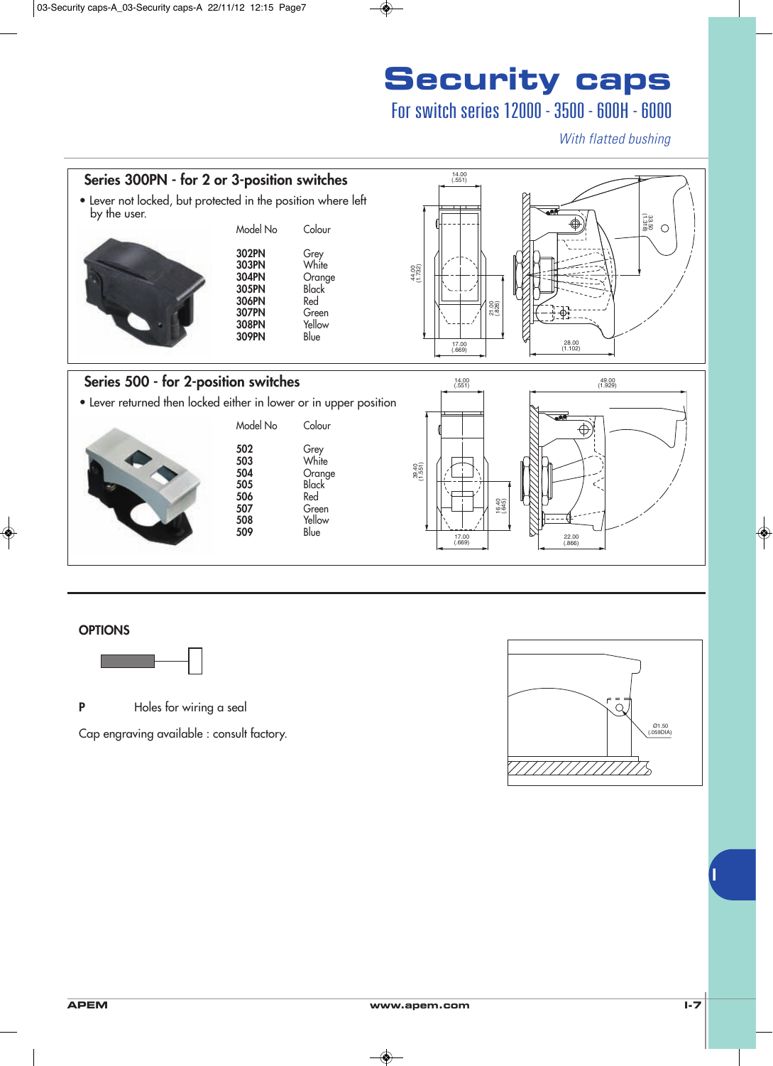# Security caps

## For switch series 12000 - 3500 - 600H - 6000

*With flatted bushing*

### Series 300PN - for 2 or 3-position switches

- Lever not locked, but protected in the position where left by the user.

| Model No | Colour |
|---|---|
| 302PN | Grey |
| 303PN | White |
| 304PN | Orange |
| 305PN | Black |
| 306PN | Red |
| 307PN | Green |
| 308PN | Yellow |
| 309PN | Blue |

### Series 500 - for 2-position switches

- Lever returned then locked either in lower or in upper position

| Model No | Colour |
|---|---|
| 502 | Grey |
| 503 | White |
| 504 | Orange |
| 505 | Black |
| 506 | Red |
| 507 | Green |
| 508 | Yellow |
| 509 | Blue |

### OPTIONS

**P** Holes for wiring a seal

Cap engraving available : consult factory.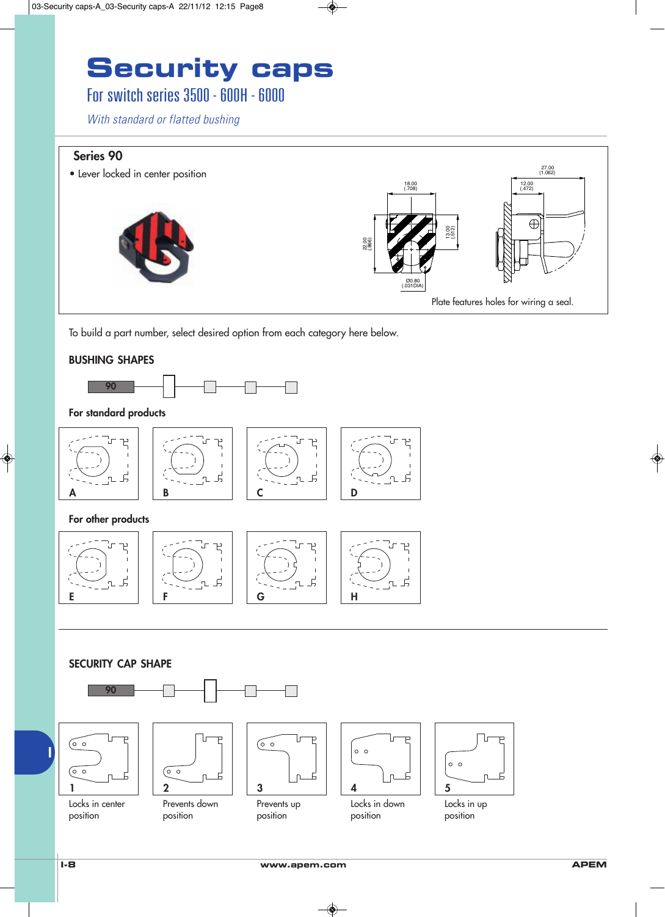# Security caps

## For switch series 3500 - 600H - 6000

*With standard or flatted bushing*

### Series 90

- Lever locked in center position

18.00 (.708)

22.00 (.866)

13.00 (.512)

Ø0.80 (.031DIA)

27.00 (1.062)

12.00 (.472)

Plate features holes for wiring a seal.

To build a part number, select desired option from each category here below.

### BUSHING SHAPES

90

**For standard products**

A B C D

**For other products**

E F G H

### SECURITY CAP SHAPE

90

1 Locks in center position

2 Prevents down position

3 Prevents up position

4 Locks in down position

5 Locks in up position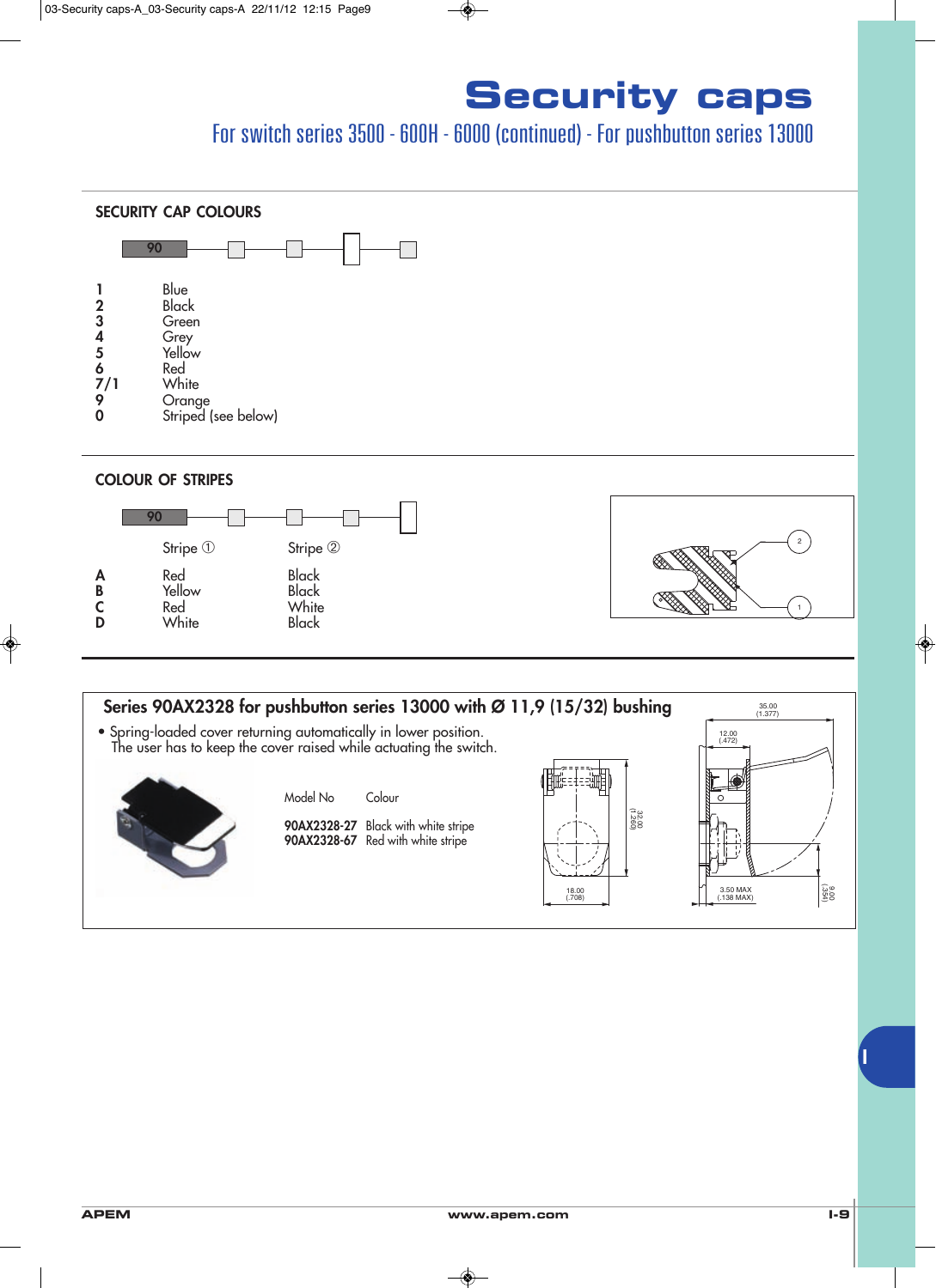# Security caps

## For switch series 3500 - 600H - 6000 (continued) - For pushbutton series 13000

### SECURITY CAP COLOURS

90 □ □ □ □

| | |
|---|---|
| **1** | Blue |
| **2** | Black |
| **3** | Green |
| **4** | Grey |
| **5** | Yellow |
| **6** | Red |
| **7/1** | White |
| **9** | Orange |
| **0** | Striped (see below) |

### COLOUR OF STRIPES

90 □ □ □ □

| | Stripe ① | Stripe ② |
|---|---|---|
| **A** | Red | Black |
| **B** | Yellow | Black |
| **C** | Red | White |
| **D** | White | Black |

### Series 90AX2328 for pushbutton series 13000 with Ø 11,9 (15/32) bushing

- Spring-loaded cover returning automatically in lower position.
  The user has to keep the cover raised while actuating the switch.

| Model No | Colour |
|---|---|
| **90AX2328-27** | Black with white stripe |
| **90AX2328-67** | Red with white stripe |

35.00 (1.377) | 12.00 (.472) | 32.00 (1.260) | 18.00 (.708) | 3.50 MAX (.138 MAX) | 9.00 (.354)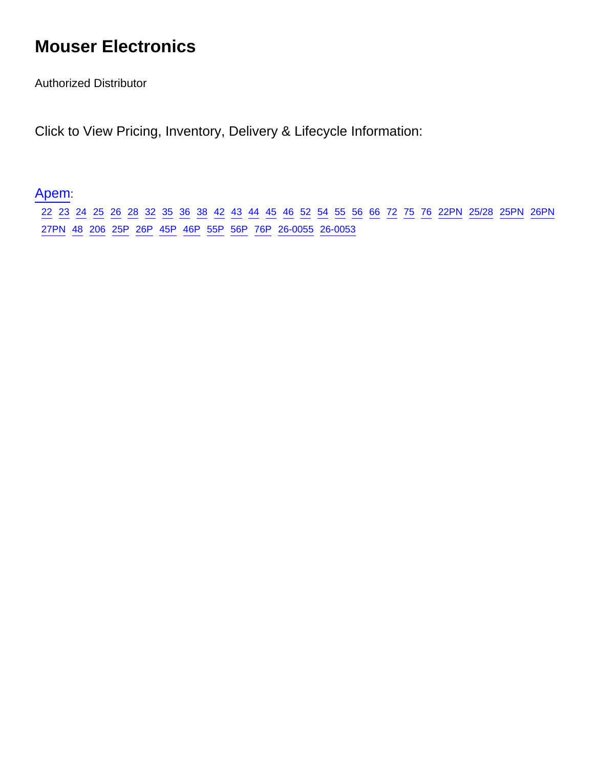# Mouser Electronics

Authorized Distributor

Click to View Pricing, Inventory, Delivery & Lifecycle Information:

Apem:

22 23 24 25 26 28 32 35 36 38 42 43 44 45 46 52 54 55 56 66 72 75 76 22PN 25/28 25PN 26PN 27PN 48 206 25P 26P 45P 46P 55P 56P 76P 26-0055 26-0053